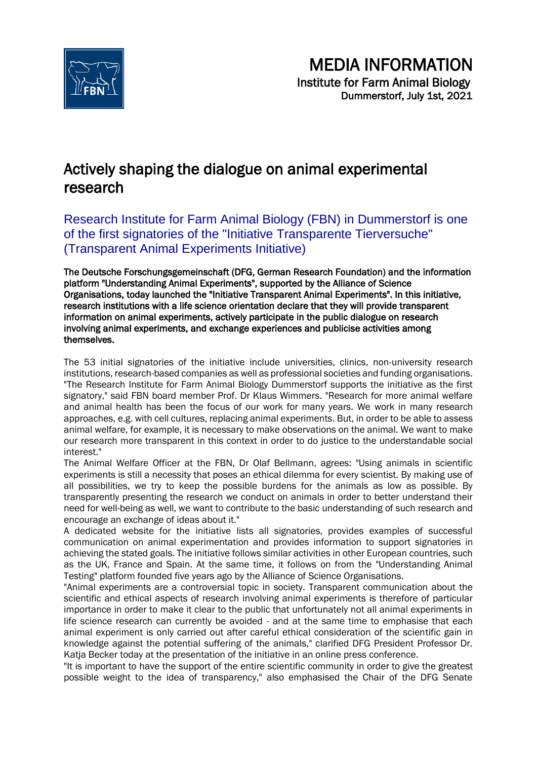# MEDIA INFORMATION

Institute for Farm Animal Biology

Dummerstorf, July 1st, 2021

# Actively shaping the dialogue on animal experimental research

## Research Institute for Farm Animal Biology (FBN) in Dummerstorf is one of the first signatories of the "Initiative Transparente Tierversuche" (Transparent Animal Experiments Initiative)

**The Deutsche Forschungsgemeinschaft (DFG, German Research Foundation) and the information platform "Understanding Animal Experiments", supported by the Alliance of Science Organisations, today launched the "Initiative Transparent Animal Experiments". In this initiative, research institutions with a life science orientation declare that they will provide transparent information on animal experiments, actively participate in the public dialogue on research involving animal experiments, and exchange experiences and publicise activities among themselves.**

The 53 initial signatories of the initiative include universities, clinics, non-university research institutions, research-based companies as well as professional societies and funding organisations. "The Research Institute for Farm Animal Biology Dummerstorf supports the initiative as the first signatory," said FBN board member Prof. Dr Klaus Wimmers. "Research for more animal welfare and animal health has been the focus of our work for many years. We work in many research approaches, e.g. with cell cultures, replacing animal experiments. But, in order to be able to assess animal welfare, for example, it is necessary to make observations on the animal. We want to make our research more transparent in this context in order to do justice to the understandable social interest."

The Animal Welfare Officer at the FBN, Dr Olaf Bellmann, agrees: "Using animals in scientific experiments is still a necessity that poses an ethical dilemma for every scientist. By making use of all possibilities, we try to keep the possible burdens for the animals as low as possible. By transparently presenting the research we conduct on animals in order to better understand their need for well-being as well, we want to contribute to the basic understanding of such research and encourage an exchange of ideas about it."

A dedicated website for the initiative lists all signatories, provides examples of successful communication on animal experimentation and provides information to support signatories in achieving the stated goals. The initiative follows similar activities in other European countries, such as the UK, France and Spain. At the same time, it follows on from the "Understanding Animal Testing" platform founded five years ago by the Alliance of Science Organisations.

"Animal experiments are a controversial topic in society. Transparent communication about the scientific and ethical aspects of research involving animal experiments is therefore of particular importance in order to make it clear to the public that unfortunately not all animal experiments in life science research can currently be avoided - and at the same time to emphasise that each animal experiment is only carried out after careful ethical consideration of the scientific gain in knowledge against the potential suffering of the animals," clarified DFG President Professor Dr. Katja Becker today at the presentation of the initiative in an online press conference.

"It is important to have the support of the entire scientific community in order to give the greatest possible weight to the idea of transparency," also emphasised the Chair of the DFG Senate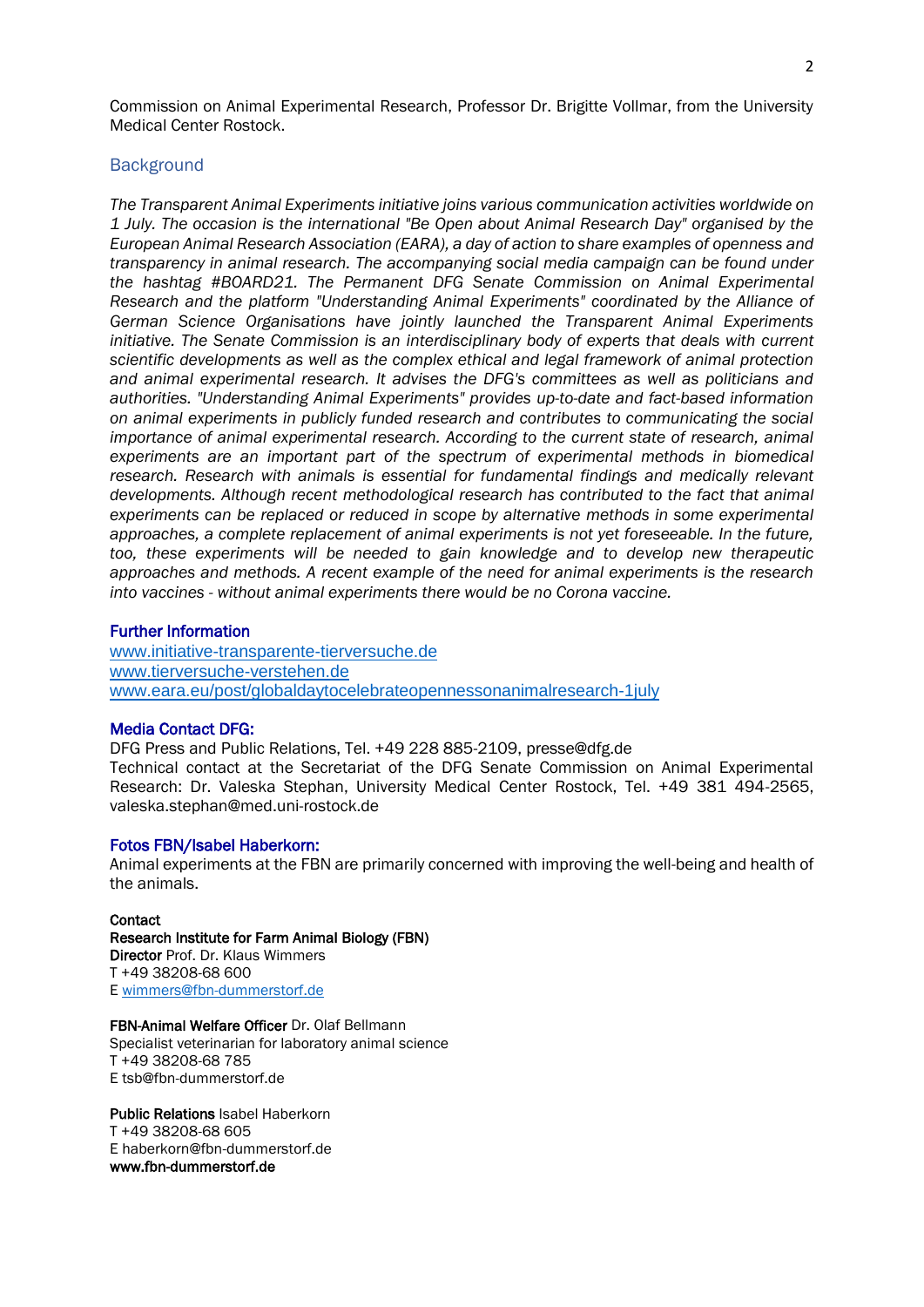Commission on Animal Experimental Research, Professor Dr. Brigitte Vollmar, from the University Medical Center Rostock.

## Background

*The Transparent Animal Experiments initiative joins various communication activities worldwide on 1 July. The occasion is the international "Be Open about Animal Research Day" organised by the European Animal Research Association (EARA), a day of action to share examples of openness and transparency in animal research. The accompanying social media campaign can be found under the hashtag #BOARD21. The Permanent DFG Senate Commission on Animal Experimental Research and the platform "Understanding Animal Experiments" coordinated by the Alliance of German Science Organisations have jointly launched the Transparent Animal Experiments initiative. The Senate Commission is an interdisciplinary body of experts that deals with current scientific developments as well as the complex ethical and legal framework of animal protection and animal experimental research. It advises the DFG's committees as well as politicians and authorities. "Understanding Animal Experiments" provides up-to-date and fact-based information on animal experiments in publicly funded research and contributes to communicating the social importance of animal experimental research. According to the current state of research, animal experiments are an important part of the spectrum of experimental methods in biomedical research. Research with animals is essential for fundamental findings and medically relevant developments. Although recent methodological research has contributed to the fact that animal experiments can be replaced or reduced in scope by alternative methods in some experimental approaches, a complete replacement of animal experiments is not yet foreseeable. In the future, too, these experiments will be needed to gain knowledge and to develop new therapeutic approaches and methods. A recent example of the need for animal experiments is the research into vaccines - without animal experiments there would be no Corona vaccine.*

**Further Information**

www.initiative-transparente-tierversuche.de
www.tierversuche-verstehen.de
www.eara.eu/post/globaldaytocelebrateopennessonanimalresearch-1july

**Media Contact DFG:**

DFG Press and Public Relations, Tel. +49 228 885-2109, presse@dfg.de
Technical contact at the Secretariat of the DFG Senate Commission on Animal Experimental Research: Dr. Valeska Stephan, University Medical Center Rostock, Tel. +49 381 494-2565, valeska.stephan@med.uni-rostock.de

**Fotos FBN/Isabel Haberkorn:**

Animal experiments at the FBN are primarily concerned with improving the well-being and health of the animals.

**Contact**
**Research Institute for Farm Animal Biology (FBN)**
**Director** Prof. Dr. Klaus Wimmers
T +49 38208-68 600
E wimmers@fbn-dummerstorf.de

**FBN-Animal Welfare Officer** Dr. Olaf Bellmann
Specialist veterinarian for laboratory animal science
T +49 38208-68 785
E tsb@fbn-dummerstorf.de

**Public Relations** Isabel Haberkorn
T +49 38208-68 605
E haberkorn@fbn-dummerstorf.de
**www.fbn-dummerstorf.de**